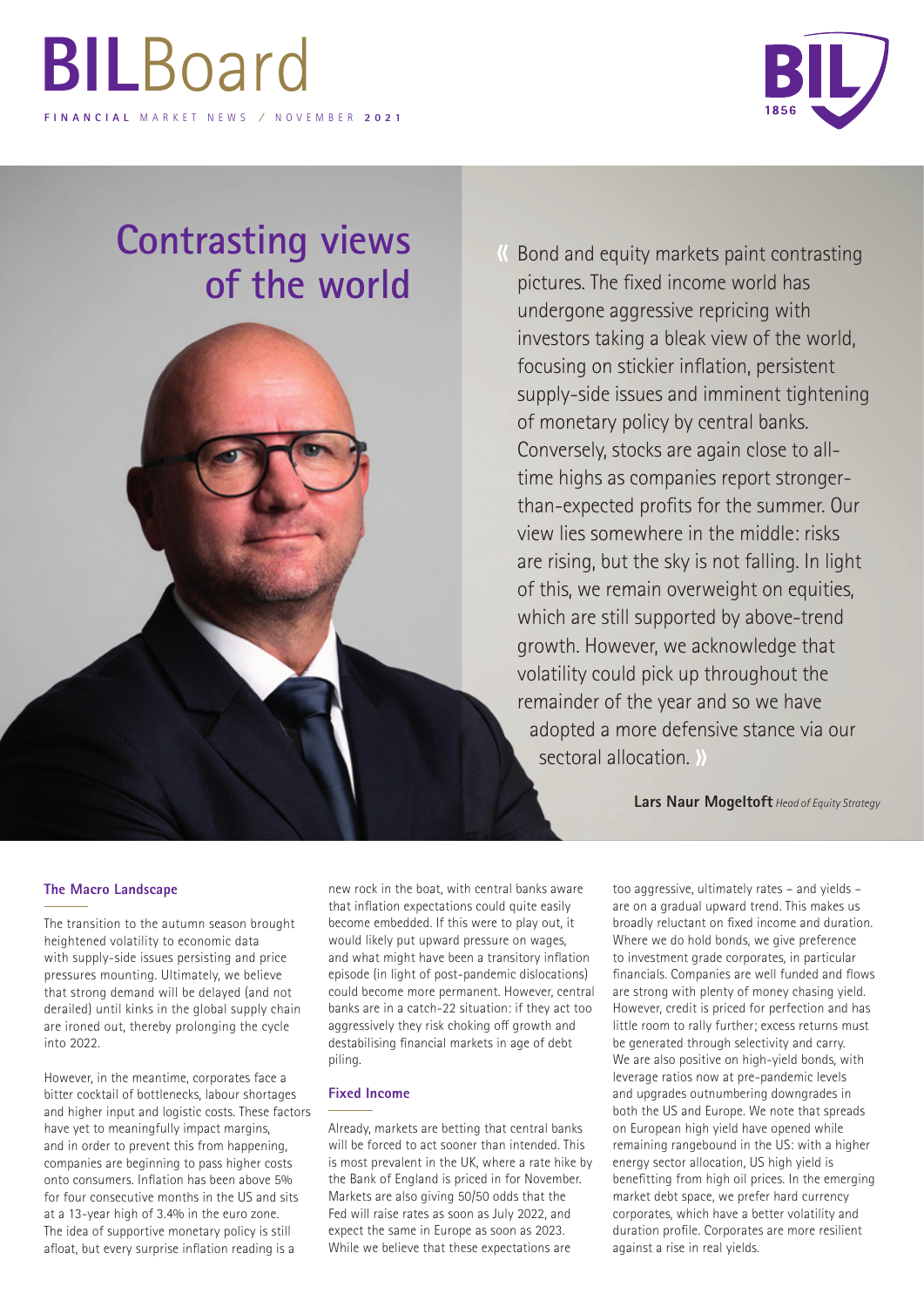# BILBoard

FINANCIAL MARKET NEWS / NOVEMBER 2021

## Contrasting views of the world

« Bond and equity markets paint contrasting pictures. The fixed income world has undergone aggressive repricing with investors taking a bleak view of the world, focusing on stickier inflation, persistent supply-side issues and imminent tightening of monetary policy by central banks. Conversely, stocks are again close to all-time highs as companies report stronger-than-expected profits for the summer. Our view lies somewhere in the middle: risks are rising, but the sky is not falling. In light of this, we remain overweight on equities, which are still supported by above-trend growth. However, we acknowledge that volatility could pick up throughout the remainder of the year and so we have adopted a more defensive stance via our sectoral allocation. »

**Lars Naur Mogeltoft** *Head of Equity Strategy*

### The Macro Landscape

The transition to the autumn season brought heightened volatility to economic data with supply-side issues persisting and price pressures mounting. Ultimately, we believe that strong demand will be delayed (and not derailed) until kinks in the global supply chain are ironed out, thereby prolonging the cycle into 2022.

However, in the meantime, corporates face a bitter cocktail of bottlenecks, labour shortages and higher input and logistic costs. These factors have yet to meaningfully impact margins, and in order to prevent this from happening, companies are beginning to pass higher costs onto consumers. Inflation has been above 5% for four consecutive months in the US and sits at a 13-year high of 3.4% in the euro zone. The idea of supportive monetary policy is still afloat, but every surprise inflation reading is a new rock in the boat, with central banks aware that inflation expectations could quite easily become embedded. If this were to play out, it would likely put upward pressure on wages, and what might have been a transitory inflation episode (in light of post-pandemic dislocations) could become more permanent. However, central banks are in a catch-22 situation: if they act too aggressively they risk choking off growth and destabilising financial markets in age of debt piling.

### Fixed Income

Already, markets are betting that central banks will be forced to act sooner than intended. This is most prevalent in the UK, where a rate hike by the Bank of England is priced in for November. Markets are also giving 50/50 odds that the Fed will raise rates as soon as July 2022, and expect the same in Europe as soon as 2023. While we believe that these expectations are too aggressive, ultimately rates – and yields – are on a gradual upward trend. This makes us broadly reluctant on fixed income and duration. Where we do hold bonds, we give preference to investment grade corporates, in particular financials. Companies are well funded and flows are strong with plenty of money chasing yield. However, credit is priced for perfection and has little room to rally further; excess returns must be generated through selectivity and carry. We are also positive on high-yield bonds, with leverage ratios now at pre-pandemic levels and upgrades outnumbering downgrades in both the US and Europe. We note that spreads on European high yield have opened while remaining rangebound in the US: with a higher energy sector allocation, US high yield is benefitting from high oil prices. In the emerging market debt space, we prefer hard currency corporates, which have a better volatility and duration profile. Corporates are more resilient against a rise in real yields.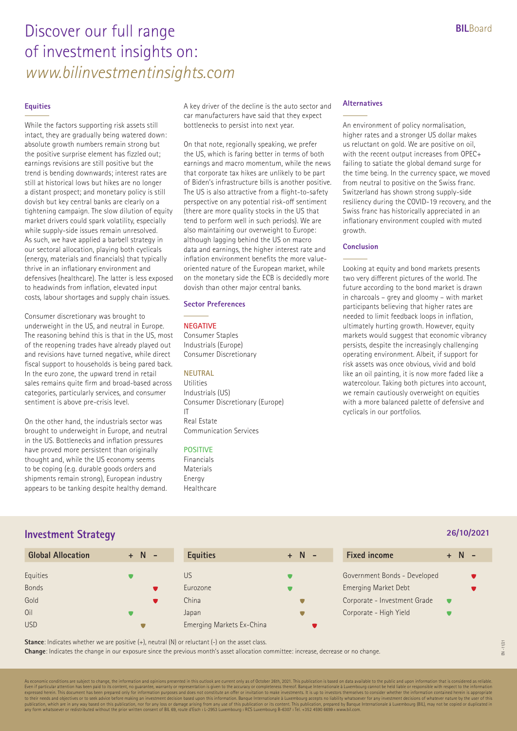# Discover our full range of investment insights on: *www.bilinvestmentinsights.com*

### Equities

While the factors supporting risk assets still intact, they are gradually being watered down: absolute growth numbers remain strong but the positive surprise element has fizzled out; earnings revisions are still positive but the trend is bending downwards; interest rates are still at historical lows but hikes are no longer a distant prospect; and monetary policy is still dovish but key central banks are clearly on a tightening campaign. The slow dilution of equity market drivers could spark volatility, especially while supply-side issues remain unresolved. As such, we have applied a barbell strategy in our sectoral allocation, playing both cyclicals (energy, materials and financials) that typically thrive in an inflationary environment and defensives (healthcare). The latter is less exposed to headwinds from inflation, elevated input costs, labour shortages and supply chain issues.

Consumer discretionary was brought to underweight in the US, and neutral in Europe. The reasoning behind this is that in the US, most of the reopening trades have already played out and revisions have turned negative, while direct fiscal support to households is being pared back. In the euro zone, the upward trend in retail sales remains quite firm and broad-based across categories, particularly services, and consumer sentiment is above pre-crisis level.

On the other hand, the industrials sector was brought to underweight in Europe, and neutral in the US. Bottlenecks and inflation pressures have proved more persistent than originally thought and, while the US economy seems to be coping (e.g. durable goods orders and shipments remain strong), European industry appears to be tanking despite healthy demand. A key driver of the decline is the auto sector and car manufacturers have said that they expect bottlenecks to persist into next year.

On that note, regionally speaking, we prefer the US, which is faring better in terms of both earnings and macro momentum, while the news that corporate tax hikes are unlikely to be part of Biden's infrastructure bills is another positive. The US is also attractive from a flight-to-safety perspective on any potential risk-off sentiment (there are more quality stocks in the US that tend to perform well in such periods). We are also maintaining our overweight to Europe: although lagging behind the US on macro data and earnings, the higher interest rate and inflation environment benefits the more value-oriented nature of the European market, while on the monetary side the ECB is decidedly more dovish than other major central banks.

### Sector Preferences

**NEGATIVE**
Consumer Staples
Industrials (Europe)
Consumer Discretionary

**NEUTRAL**
Utilities
Industrials (US)
Consumer Discretionary (Europe)
IT
Real Estate
Communication Services

**POSITIVE**
Financials
Materials
Energy
Healthcare

### Alternatives

An environment of policy normalisation, higher rates and a stronger US dollar makes us reluctant on gold. We are positive on oil, with the recent output increases from OPEC+ failing to satiate the global demand surge for the time being. In the currency space, we moved from neutral to positive on the Swiss franc. Switzerland has shown strong supply-side resiliency during the COVID-19 recovery, and the Swiss franc has historically appreciated in an inflationary environment coupled with muted growth.

### Conclusion

Looking at equity and bond markets presents two very different pictures of the world. The future according to the bond market is drawn in charcoals – grey and gloomy – with market participants believing that higher rates are needed to limit feedback loops in inflation, ultimately hurting growth. However, equity markets would suggest that economic vibrancy persists, despite the increasingly challenging operating environment. Albeit, if support for risk assets was once obvious, vivid and bold like an oil painting, it is now more faded like a watercolour. Taking both pictures into account, we remain cautiously overweight on equities with a more balanced palette of defensive and cyclicals in our portfolios.

## Investment Strategy

**26/10/2021**

| Global Allocation | + | N | - |
|---|---|---|---|
| Equities | ▼ | | |
| Bonds | | | ▼ |
| Gold | | | ▼ |
| Oil | ▼ | | |
| USD | | ▼ | |

| Equities | + | N | - |
|---|---|---|---|
| US | ▼ | | |
| Eurozone | ▼ | | |
| China | | ▼ | |
| Japan | | ▼ | |
| Emerging Markets Ex-China | | | ▼ |

| Fixed income | + | N | - |
|---|---|---|---|
| Government Bonds - Developed | | | ▼ |
| Emerging Market Debt | | | ▼ |
| Corporate - Investment Grade | ▼ | | |
| Corporate - High Yield | ▼ | | |

**Stance**: Indicates whether we are positive (+), neutral (N) or reluctant (-) on the asset class.
**Change**: Indicates the change in our exposure since the previous month's asset allocation committee: increase, decrease or no change.

As economic conditions are subject to change, the information and opinions presented in this outlook are current only as of October 26th, 2021. This publication is based on data available to the public and upon information that is considered as reliable. Even if particular attention has been paid to its content, no guarantee, warranty or representation is given to the accuracy or completeness thereof. Banque Internationale à Luxembourg cannot be held liable or responsible with respect to the information expressed herein. This document has been prepared only for information purposes and does not constitute an offer or invitation to make investments. It is up to investors themselves to consider whether the information contained herein is appropriate to their needs and objectives or to seek advice before making an investment decision based upon this information. Banque Internationale à Luxembourg accepts no liability whatsoever for any investment decisions of whatever nature by the user of this publication, which are in any way based on this publication, nor for any loss or damage arising from any use of this publication or its content. This publication, prepared by Banque Internationale à Luxembourg (BIL), may not be copied or duplicated in any form whatsoever or redistributed without the prior written consent of BIL 69, route d'Esch ı L-2953 Luxembourg ı RCS Luxembourg B-6307 ı Tel. +352 4590 6699 ı www.bil.com.